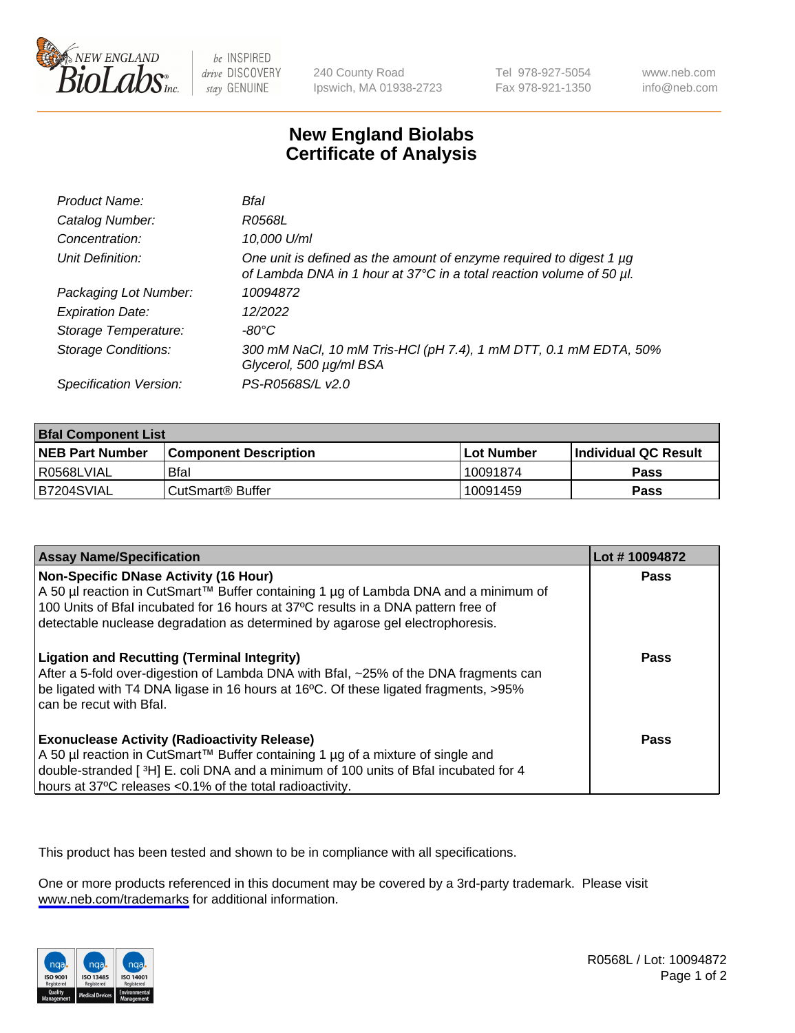240 County Road
Ipswich, MA 01938-2723

Tel 978-927-5054
Fax 978-921-1350

www.neb.com
info@neb.com

# New England Biolabs
## Certificate of Analysis

| | |
|---|---|
| *Product Name:* | *BfaI* |
| *Catalog Number:* | *R0568L* |
| *Concentration:* | *10,000 U/ml* |
| *Unit Definition:* | *One unit is defined as the amount of enzyme required to digest 1 µg of Lambda DNA in 1 hour at 37°C in a total reaction volume of 50 µl.* |
| *Packaging Lot Number:* | *10094872* |
| *Expiration Date:* | *12/2022* |
| *Storage Temperature:* | *-80°C* |
| *Storage Conditions:* | *300 mM NaCl, 10 mM Tris-HCl (pH 7.4), 1 mM DTT, 0.1 mM EDTA, 50% Glycerol, 500 µg/ml BSA* |
| *Specification Version:* | *PS-R0568S/L v2.0* |

| BfaI Component List | | | |
|---|---|---|---|
| **NEB Part Number** | **Component Description** | **Lot Number** | **Individual QC Result** |
| R0568LVIAL | BfaI | 10091874 | **Pass** |
| B7204SVIAL | CutSmart® Buffer | 10091459 | **Pass** |

| Assay Name/Specification | Lot # 10094872 |
|---|---|
| **Non-Specific DNase Activity (16 Hour)**<br>A 50 µl reaction in CutSmart™ Buffer containing 1 µg of Lambda DNA and a minimum of 100 Units of BfaI incubated for 16 hours at 37ºC results in a DNA pattern free of detectable nuclease degradation as determined by agarose gel electrophoresis. | **Pass** |
| **Ligation and Recutting (Terminal Integrity)**<br>After a 5-fold over-digestion of Lambda DNA with BfaI, ~25% of the DNA fragments can be ligated with T4 DNA ligase in 16 hours at 16ºC. Of these ligated fragments, >95% can be recut with BfaI. | **Pass** |
| **Exonuclease Activity (Radioactivity Release)**<br>A 50 µl reaction in CutSmart™ Buffer containing 1 µg of a mixture of single and double-stranded [$^3$H] E. coli DNA and a minimum of 100 units of BfaI incubated for 4 hours at 37ºC releases <0.1% of the total radioactivity. | **Pass** |

This product has been tested and shown to be in compliance with all specifications.

One or more products referenced in this document may be covered by a 3rd-party trademark. Please visit www.neb.com/trademarks for additional information.

R0568L / Lot: 10094872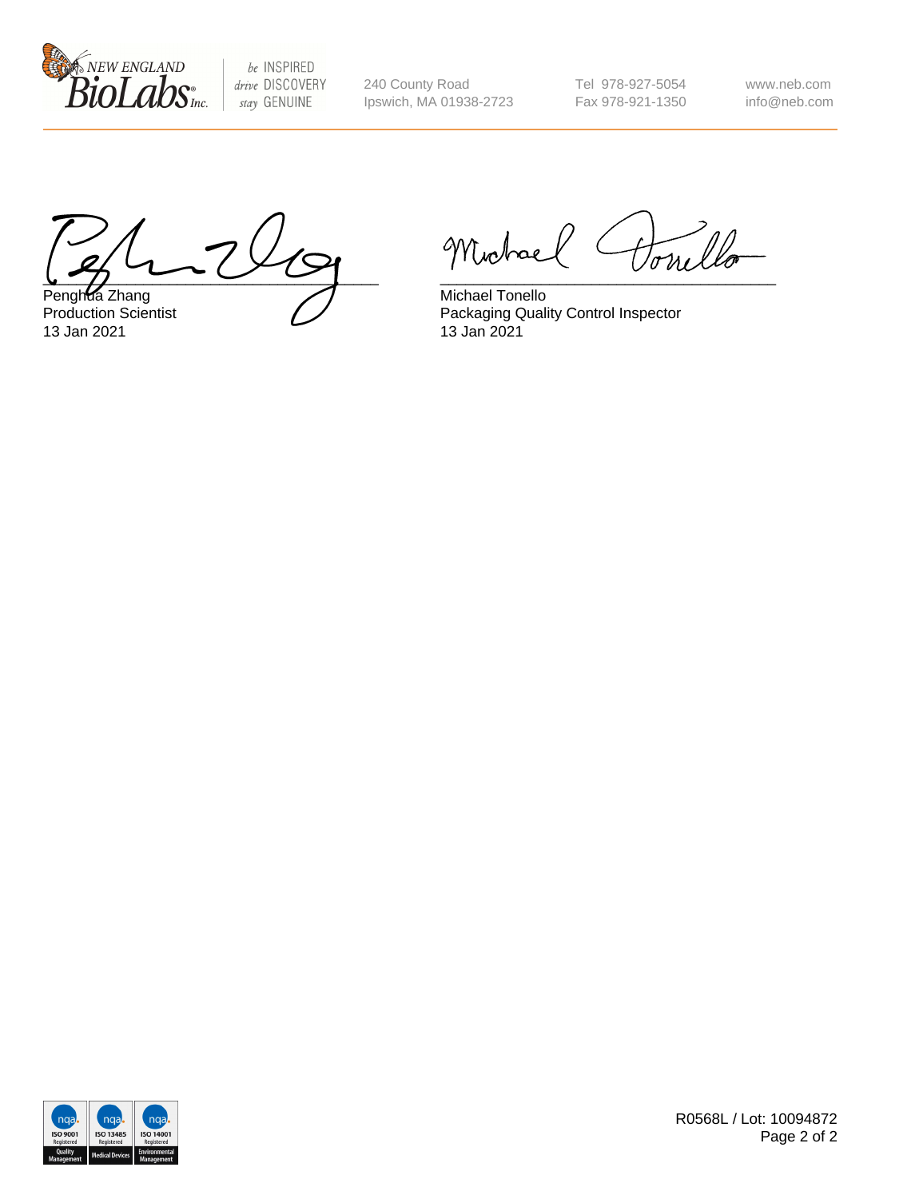240 County Road
Ipswich, MA 01938-2723

Tel 978-927-5054
Fax 978-921-1350

www.neb.com
info@neb.com

Penghua Zhang
Production Scientist
13 Jan 2021

Michael Tonello
Packaging Quality Control Inspector
13 Jan 2021

R0568L / Lot: 10094872